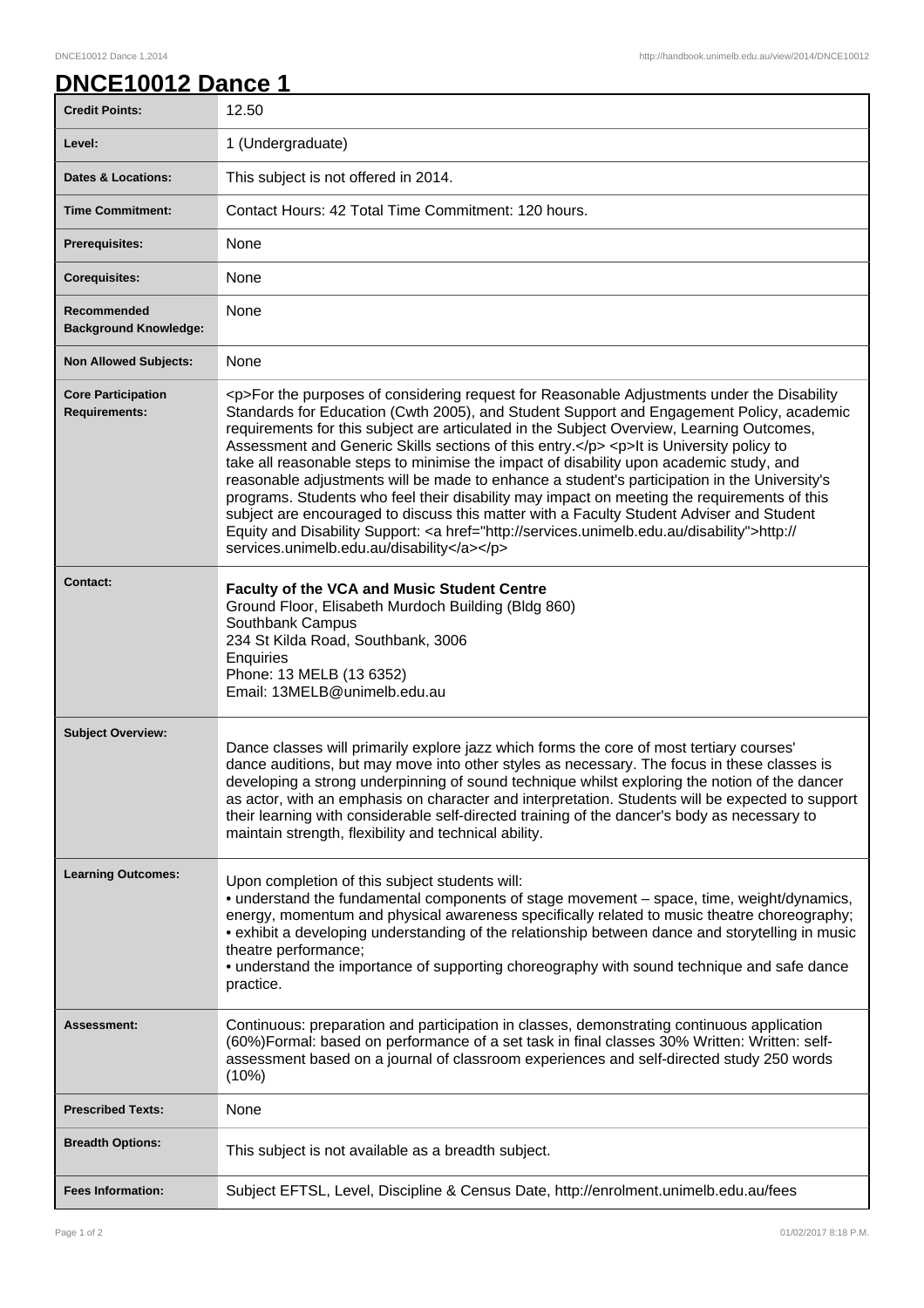# DNCE10012 Dance 1

| | |
|---|---|
| **Credit Points:** | 12.50 |
| **Level:** | 1 (Undergraduate) |
| **Dates & Locations:** | This subject is not offered in 2014. |
| **Time Commitment:** | Contact Hours: 42 Total Time Commitment: 120 hours. |
| **Prerequisites:** | None |
| **Corequisites:** | None |
| **Recommended Background Knowledge:** | None |
| **Non Allowed Subjects:** | None |
| **Core Participation Requirements:** | <p>For the purposes of considering request for Reasonable Adjustments under the Disability Standards for Education (Cwth 2005), and Student Support and Engagement Policy, academic requirements for this subject are articulated in the Subject Overview, Learning Outcomes, Assessment and Generic Skills sections of this entry.</p> <p>It is University policy to take all reasonable steps to minimise the impact of disability upon academic study, and reasonable adjustments will be made to enhance a student's participation in the University's programs. Students who feel their disability may impact on meeting the requirements of this subject are encouraged to discuss this matter with a Faculty Student Adviser and Student Equity and Disability Support: <a href="http://services.unimelb.edu.au/disability">http://services.unimelb.edu.au/disability</a></p> |
| **Contact:** | **Faculty of the VCA and Music Student Centre**<br>Ground Floor, Elisabeth Murdoch Building (Bldg 860)<br>Southbank Campus<br>234 St Kilda Road, Southbank, 3006<br>Enquiries<br>Phone: 13 MELB (13 6352)<br>Email: 13MELB@unimelb.edu.au |
| **Subject Overview:** | Dance classes will primarily explore jazz which forms the core of most tertiary courses' dance auditions, but may move into other styles as necessary. The focus in these classes is developing a strong underpinning of sound technique whilst exploring the notion of the dancer as actor, with an emphasis on character and interpretation. Students will be expected to support their learning with considerable self-directed training of the dancer's body as necessary to maintain strength, flexibility and technical ability. |
| **Learning Outcomes:** | Upon completion of this subject students will:<br>• understand the fundamental components of stage movement – space, time, weight/dynamics, energy, momentum and physical awareness specifically related to music theatre choreography;<br>• exhibit a developing understanding of the relationship between dance and storytelling in music theatre performance;<br>• understand the importance of supporting choreography with sound technique and safe dance practice. |
| **Assessment:** | Continuous: preparation and participation in classes, demonstrating continuous application (60%)Formal: based on performance of a set task in final classes 30% Written: Written: self-assessment based on a journal of classroom experiences and self-directed study 250 words (10%) |
| **Prescribed Texts:** | None |
| **Breadth Options:** | This subject is not available as a breadth subject. |
| **Fees Information:** | Subject EFTSL, Level, Discipline & Census Date, http://enrolment.unimelb.edu.au/fees |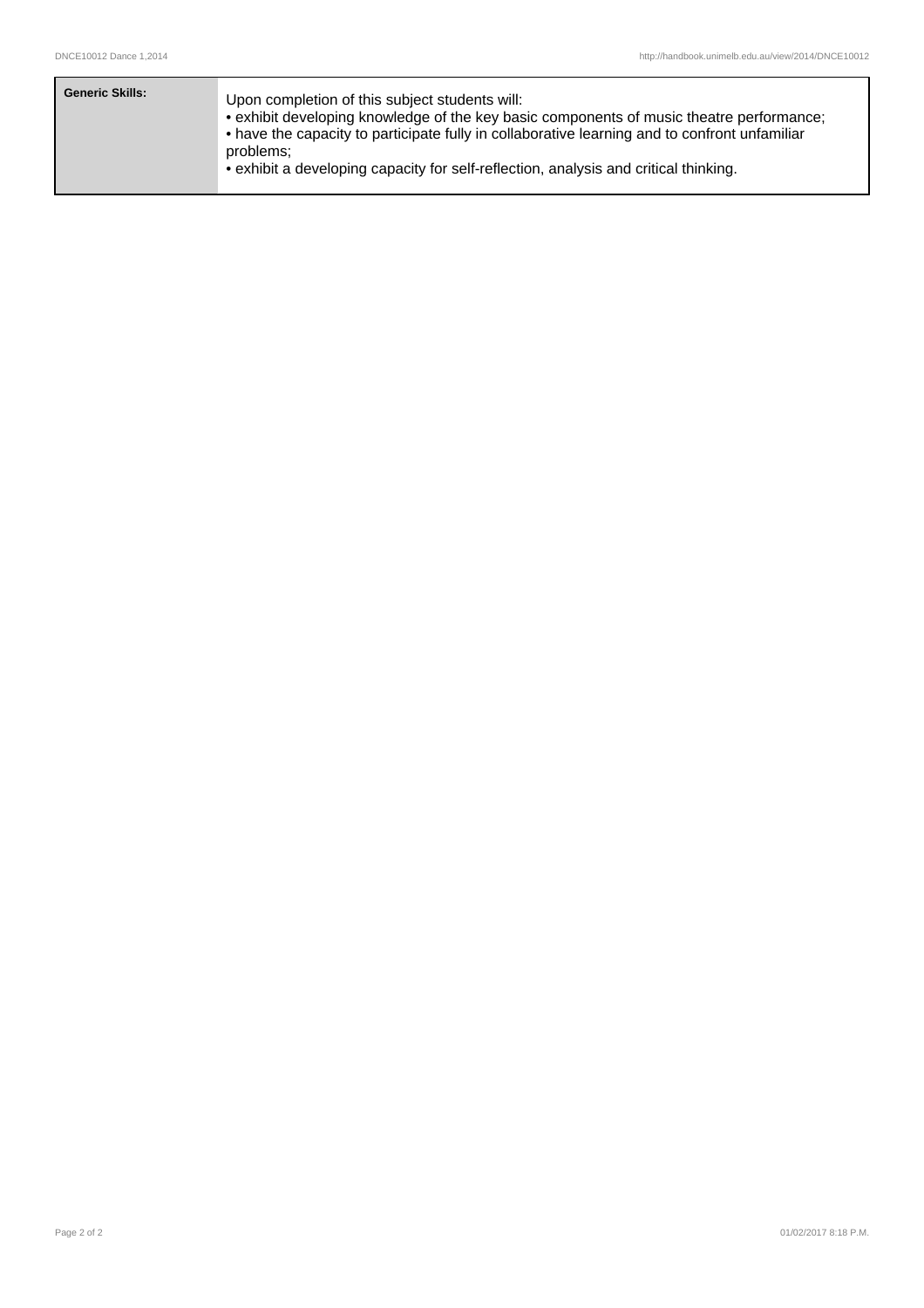| | |
|---|---|
| **Generic Skills:** | Upon completion of this subject students will:<br>• exhibit developing knowledge of the key basic components of music theatre performance;<br>• have the capacity to participate fully in collaborative learning and to confront unfamiliar problems;<br>• exhibit a developing capacity for self-reflection, analysis and critical thinking. |